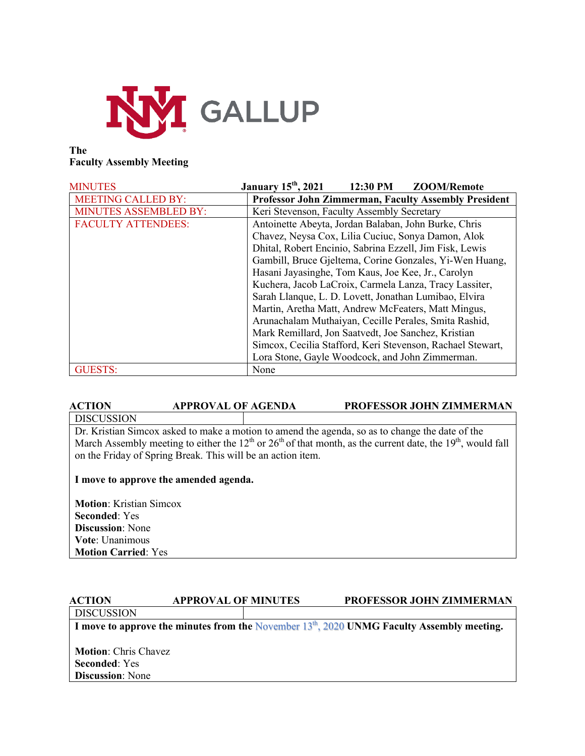GALLUP

**The**
**Faculty Assembly Meeting**

| MINUTES | January 15th, 2021 12:30 PM ZOOM/Remote |
|---|---|
| MEETING CALLED BY: | **Professor John Zimmerman, Faculty Assembly President** |
| MINUTES ASSEMBLED BY: | Keri Stevenson, Faculty Assembly Secretary |
| FACULTY ATTENDEES: | Antoinette Abeyta, Jordan Balaban, John Burke, Chris Chavez, Neysa Cox, Lilia Cuciuc, Sonya Damon, Alok Dhital, Robert Encinio, Sabrina Ezzell, Jim Fisk, Lewis Gambill, Bruce Gjeltema, Corine Gonzales, Yi-Wen Huang, Hasani Jayasinghe, Tom Kaus, Joe Kee, Jr., Carolyn Kuchera, Jacob LaCroix, Carmela Lanza, Tracy Lassiter, Sarah Llanque, L. D. Lovett, Jonathan Lumibao, Elvira Martin, Aretha Matt, Andrew McFeaters, Matt Mingus, Arunachalam Muthaiyan, Cecille Perales, Smita Rashid, Mark Remillard, Jon Saatvedt, Joe Sanchez, Kristian Simcox, Cecilia Stafford, Keri Stevenson, Rachael Stewart, Lora Stone, Gayle Woodcock, and John Zimmerman. |
| GUESTS: | None |

**ACTION** **APPROVAL OF AGENDA** **PROFESSOR JOHN ZIMMERMAN**

DISCUSSION

Dr. Kristian Simcox asked to make a motion to amend the agenda, so as to change the date of the March Assembly meeting to either the 12th or 26th of that month, as the current date, the 19th, would fall on the Friday of Spring Break. This will be an action item.

**I move to approve the amended agenda.**

**Motion**: Kristian Simcox
**Seconded**: Yes
**Discussion**: None
**Vote**: Unanimous
**Motion Carried**: Yes

**ACTION** **APPROVAL OF MINUTES** **PROFESSOR JOHN ZIMMERMAN**

DISCUSSION

**I move to approve the minutes from the** November 13th, 2020 **UNMG Faculty Assembly meeting.**

**Motion**: Chris Chavez
**Seconded**: Yes
**Discussion**: None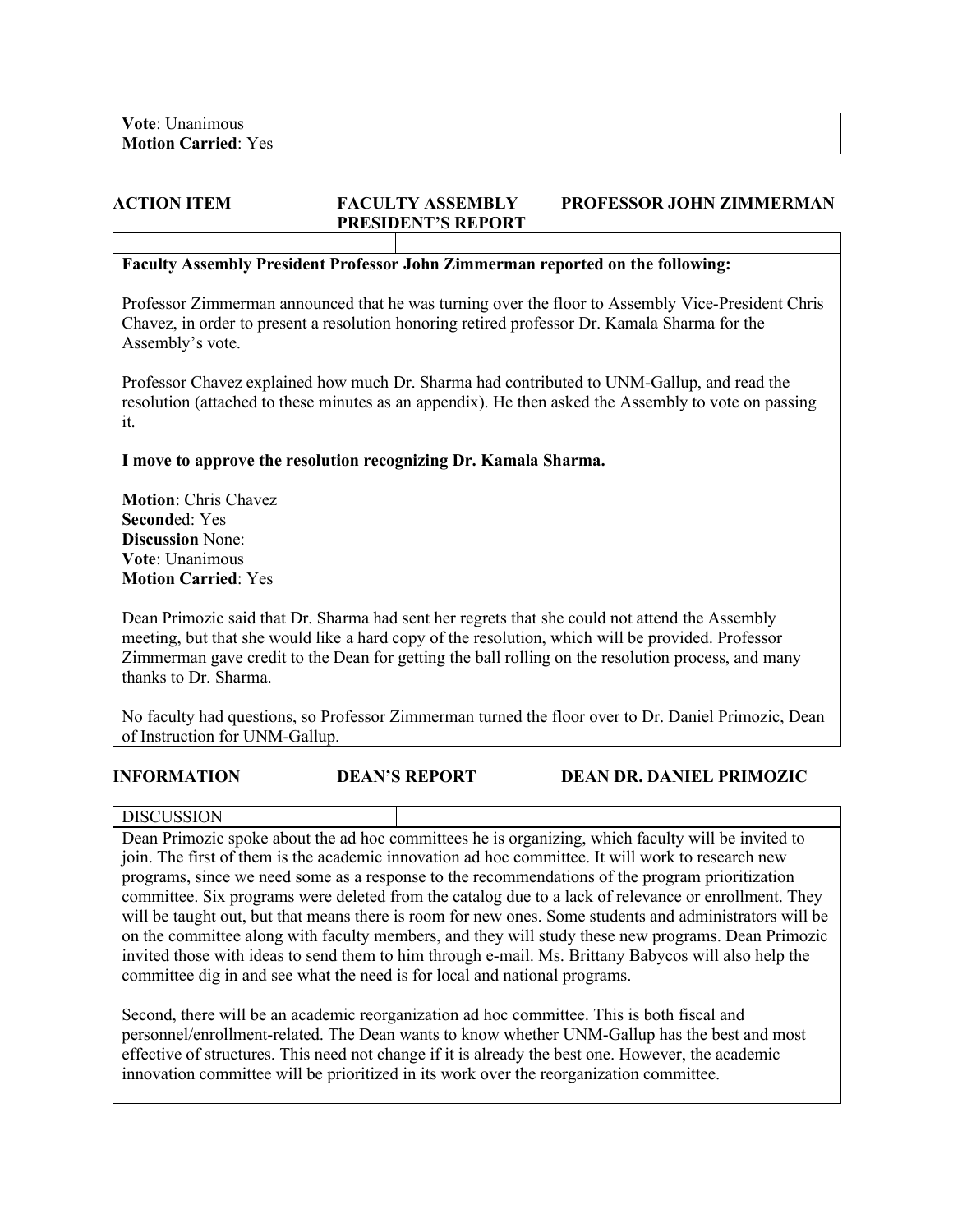**Vote**: Unanimous
**Motion Carried**: Yes

| ACTION ITEM | FACULTY ASSEMBLY PRESIDENT'S REPORT | PROFESSOR JOHN ZIMMERMAN |
|---|---|---|

**Faculty Assembly President Professor John Zimmerman reported on the following:**

Professor Zimmerman announced that he was turning over the floor to Assembly Vice-President Chris Chavez, in order to present a resolution honoring retired professor Dr. Kamala Sharma for the Assembly's vote.

Professor Chavez explained how much Dr. Sharma had contributed to UNM-Gallup, and read the resolution (attached to these minutes as an appendix). He then asked the Assembly to vote on passing it.

**I move to approve the resolution recognizing Dr. Kamala Sharma.**

**Motion**: Chris Chavez
**Second**ed: Yes
**Discussion** None:
**Vote**: Unanimous
**Motion Carried**: Yes

Dean Primozic said that Dr. Sharma had sent her regrets that she could not attend the Assembly meeting, but that she would like a hard copy of the resolution, which will be provided. Professor Zimmerman gave credit to the Dean for getting the ball rolling on the resolution process, and many thanks to Dr. Sharma.

No faculty had questions, so Professor Zimmerman turned the floor over to Dr. Daniel Primozic, Dean of Instruction for UNM-Gallup.

| INFORMATION | DEAN'S REPORT | DEAN DR. DANIEL PRIMOZIC |
|---|---|---|

DISCUSSION

Dean Primozic spoke about the ad hoc committees he is organizing, which faculty will be invited to join. The first of them is the academic innovation ad hoc committee. It will work to research new programs, since we need some as a response to the recommendations of the program prioritization committee. Six programs were deleted from the catalog due to a lack of relevance or enrollment. They will be taught out, but that means there is room for new ones. Some students and administrators will be on the committee along with faculty members, and they will study these new programs. Dean Primozic invited those with ideas to send them to him through e-mail. Ms. Brittany Babycos will also help the committee dig in and see what the need is for local and national programs.

Second, there will be an academic reorganization ad hoc committee. This is both fiscal and personnel/enrollment-related. The Dean wants to know whether UNM-Gallup has the best and most effective of structures. This need not change if it is already the best one. However, the academic innovation committee will be prioritized in its work over the reorganization committee.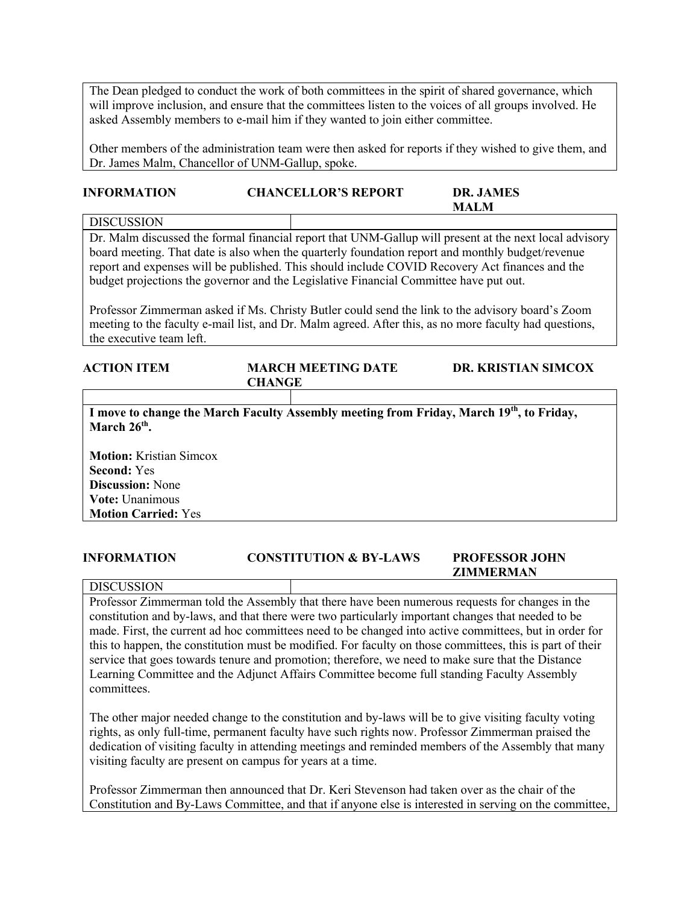The Dean pledged to conduct the work of both committees in the spirit of shared governance, which will improve inclusion, and ensure that the committees listen to the voices of all groups involved. He asked Assembly members to e-mail him if they wanted to join either committee.

Other members of the administration team were then asked for reports if they wished to give them, and Dr. James Malm, Chancellor of UNM-Gallup, spoke.

| INFORMATION | CHANCELLOR'S REPORT | DR. JAMES MALM |
|---|---|---|

DISCUSSION

Dr. Malm discussed the formal financial report that UNM-Gallup will present at the next local advisory board meeting. That date is also when the quarterly foundation report and monthly budget/revenue report and expenses will be published. This should include COVID Recovery Act finances and the budget projections the governor and the Legislative Financial Committee have put out.

Professor Zimmerman asked if Ms. Christy Butler could send the link to the advisory board's Zoom meeting to the faculty e-mail list, and Dr. Malm agreed. After this, as no more faculty had questions, the executive team left.

| ACTION ITEM | MARCH MEETING DATE CHANGE | DR. KRISTIAN SIMCOX |
|---|---|---|

**I move to change the March Faculty Assembly meeting from Friday, March 19th, to Friday, March 26th.**

**Motion:** Kristian Simcox
**Second:** Yes
**Discussion:** None
**Vote:** Unanimous
**Motion Carried:** Yes

| INFORMATION | CONSTITUTION & BY-LAWS | PROFESSOR JOHN ZIMMERMAN |
|---|---|---|

DISCUSSION

Professor Zimmerman told the Assembly that there have been numerous requests for changes in the constitution and by-laws, and that there were two particularly important changes that needed to be made. First, the current ad hoc committees need to be changed into active committees, but in order for this to happen, the constitution must be modified. For faculty on those committees, this is part of their service that goes towards tenure and promotion; therefore, we need to make sure that the Distance Learning Committee and the Adjunct Affairs Committee become full standing Faculty Assembly committees.

The other major needed change to the constitution and by-laws will be to give visiting faculty voting rights, as only full-time, permanent faculty have such rights now. Professor Zimmerman praised the dedication of visiting faculty in attending meetings and reminded members of the Assembly that many visiting faculty are present on campus for years at a time.

Professor Zimmerman then announced that Dr. Keri Stevenson had taken over as the chair of the Constitution and By-Laws Committee, and that if anyone else is interested in serving on the committee,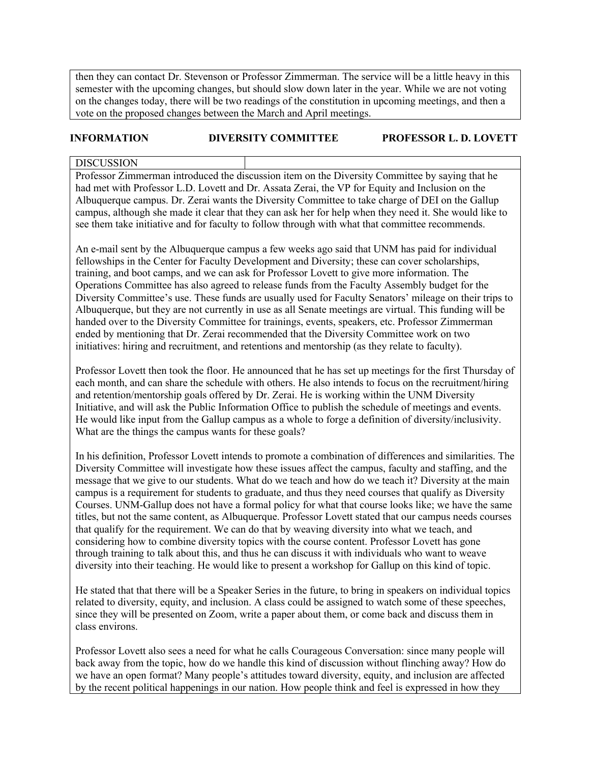then they can contact Dr. Stevenson or Professor Zimmerman. The service will be a little heavy in this semester with the upcoming changes, but should slow down later in the year. While we are not voting on the changes today, there will be two readings of the constitution in upcoming meetings, and then a vote on the proposed changes between the March and April meetings.

**INFORMATION DIVERSITY COMMITTEE PROFESSOR L. D. LOVETT**

DISCUSSION

Professor Zimmerman introduced the discussion item on the Diversity Committee by saying that he had met with Professor L.D. Lovett and Dr. Assata Zerai, the VP for Equity and Inclusion on the Albuquerque campus. Dr. Zerai wants the Diversity Committee to take charge of DEI on the Gallup campus, although she made it clear that they can ask her for help when they need it. She would like to see them take initiative and for faculty to follow through with what that committee recommends.

An e-mail sent by the Albuquerque campus a few weeks ago said that UNM has paid for individual fellowships in the Center for Faculty Development and Diversity; these can cover scholarships, training, and boot camps, and we can ask for Professor Lovett to give more information. The Operations Committee has also agreed to release funds from the Faculty Assembly budget for the Diversity Committee's use. These funds are usually used for Faculty Senators' mileage on their trips to Albuquerque, but they are not currently in use as all Senate meetings are virtual. This funding will be handed over to the Diversity Committee for trainings, events, speakers, etc. Professor Zimmerman ended by mentioning that Dr. Zerai recommended that the Diversity Committee work on two initiatives: hiring and recruitment, and retentions and mentorship (as they relate to faculty).

Professor Lovett then took the floor. He announced that he has set up meetings for the first Thursday of each month, and can share the schedule with others. He also intends to focus on the recruitment/hiring and retention/mentorship goals offered by Dr. Zerai. He is working within the UNM Diversity Initiative, and will ask the Public Information Office to publish the schedule of meetings and events. He would like input from the Gallup campus as a whole to forge a definition of diversity/inclusivity. What are the things the campus wants for these goals?

In his definition, Professor Lovett intends to promote a combination of differences and similarities. The Diversity Committee will investigate how these issues affect the campus, faculty and staffing, and the message that we give to our students. What do we teach and how do we teach it? Diversity at the main campus is a requirement for students to graduate, and thus they need courses that qualify as Diversity Courses. UNM-Gallup does not have a formal policy for what that course looks like; we have the same titles, but not the same content, as Albuquerque. Professor Lovett stated that our campus needs courses that qualify for the requirement. We can do that by weaving diversity into what we teach, and considering how to combine diversity topics with the course content. Professor Lovett has gone through training to talk about this, and thus he can discuss it with individuals who want to weave diversity into their teaching. He would like to present a workshop for Gallup on this kind of topic.

He stated that that there will be a Speaker Series in the future, to bring in speakers on individual topics related to diversity, equity, and inclusion. A class could be assigned to watch some of these speeches, since they will be presented on Zoom, write a paper about them, or come back and discuss them in class environs.

Professor Lovett also sees a need for what he calls Courageous Conversation: since many people will back away from the topic, how do we handle this kind of discussion without flinching away? How do we have an open format? Many people's attitudes toward diversity, equity, and inclusion are affected by the recent political happenings in our nation. How people think and feel is expressed in how they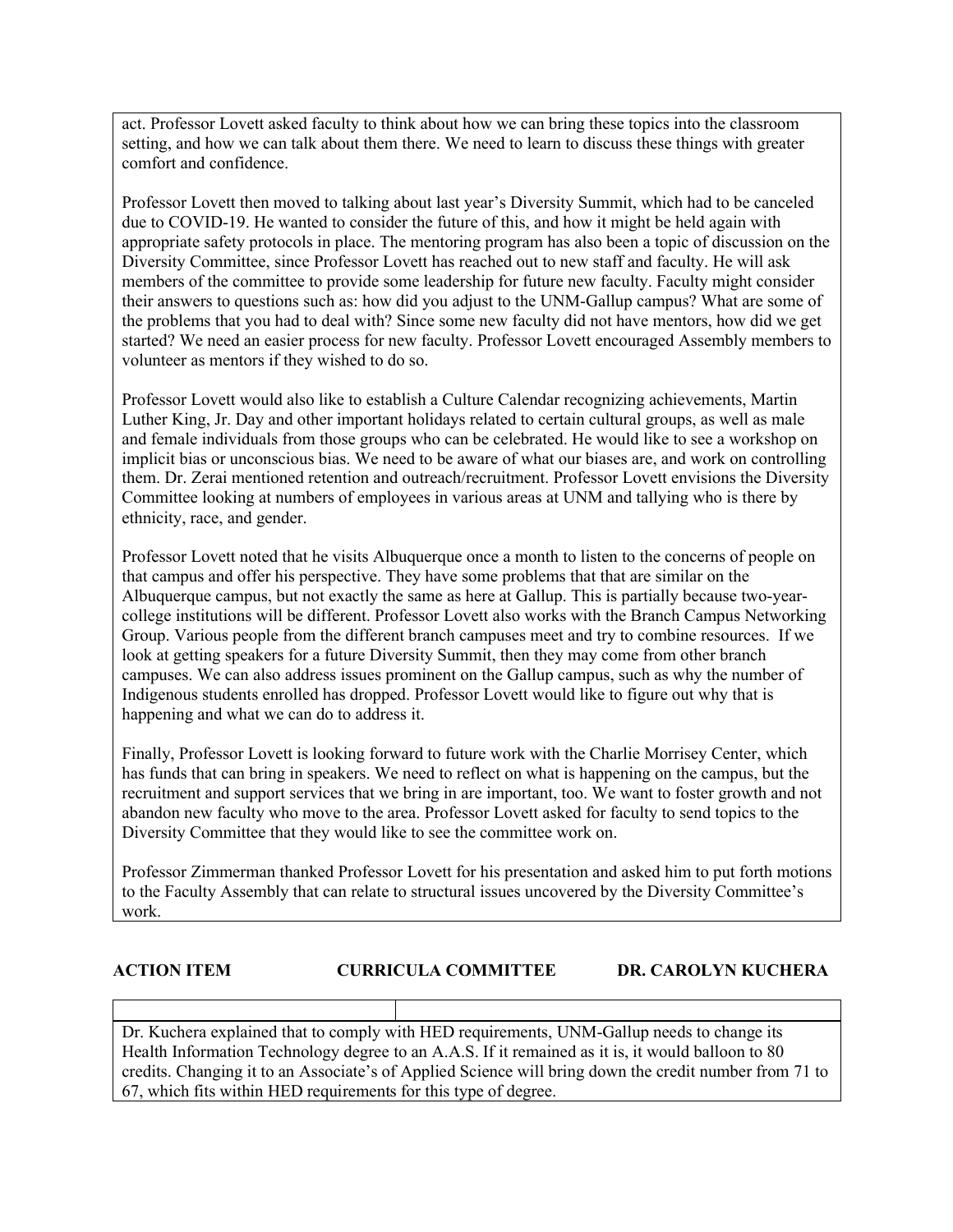act. Professor Lovett asked faculty to think about how we can bring these topics into the classroom setting, and how we can talk about them there. We need to learn to discuss these things with greater comfort and confidence.

Professor Lovett then moved to talking about last year's Diversity Summit, which had to be canceled due to COVID-19. He wanted to consider the future of this, and how it might be held again with appropriate safety protocols in place. The mentoring program has also been a topic of discussion on the Diversity Committee, since Professor Lovett has reached out to new staff and faculty. He will ask members of the committee to provide some leadership for future new faculty. Faculty might consider their answers to questions such as: how did you adjust to the UNM-Gallup campus? What are some of the problems that you had to deal with? Since some new faculty did not have mentors, how did we get started? We need an easier process for new faculty. Professor Lovett encouraged Assembly members to volunteer as mentors if they wished to do so.

Professor Lovett would also like to establish a Culture Calendar recognizing achievements, Martin Luther King, Jr. Day and other important holidays related to certain cultural groups, as well as male and female individuals from those groups who can be celebrated. He would like to see a workshop on implicit bias or unconscious bias. We need to be aware of what our biases are, and work on controlling them. Dr. Zerai mentioned retention and outreach/recruitment. Professor Lovett envisions the Diversity Committee looking at numbers of employees in various areas at UNM and tallying who is there by ethnicity, race, and gender.

Professor Lovett noted that he visits Albuquerque once a month to listen to the concerns of people on that campus and offer his perspective. They have some problems that that are similar on the Albuquerque campus, but not exactly the same as here at Gallup. This is partially because two-year-college institutions will be different. Professor Lovett also works with the Branch Campus Networking Group. Various people from the different branch campuses meet and try to combine resources. If we look at getting speakers for a future Diversity Summit, then they may come from other branch campuses. We can also address issues prominent on the Gallup campus, such as why the number of Indigenous students enrolled has dropped. Professor Lovett would like to figure out why that is happening and what we can do to address it.

Finally, Professor Lovett is looking forward to future work with the Charlie Morrisey Center, which has funds that can bring in speakers. We need to reflect on what is happening on the campus, but the recruitment and support services that we bring in are important, too. We want to foster growth and not abandon new faculty who move to the area. Professor Lovett asked for faculty to send topics to the Diversity Committee that they would like to see the committee work on.

Professor Zimmerman thanked Professor Lovett for his presentation and asked him to put forth motions to the Faculty Assembly that can relate to structural issues uncovered by the Diversity Committee's work.

**ACTION ITEM　　　CURRICULA COMMITTEE　　　DR. CAROLYN KUCHERA**

Dr. Kuchera explained that to comply with HED requirements, UNM-Gallup needs to change its Health Information Technology degree to an A.A.S. If it remained as it is, it would balloon to 80 credits. Changing it to an Associate's of Applied Science will bring down the credit number from 71 to 67, which fits within HED requirements for this type of degree.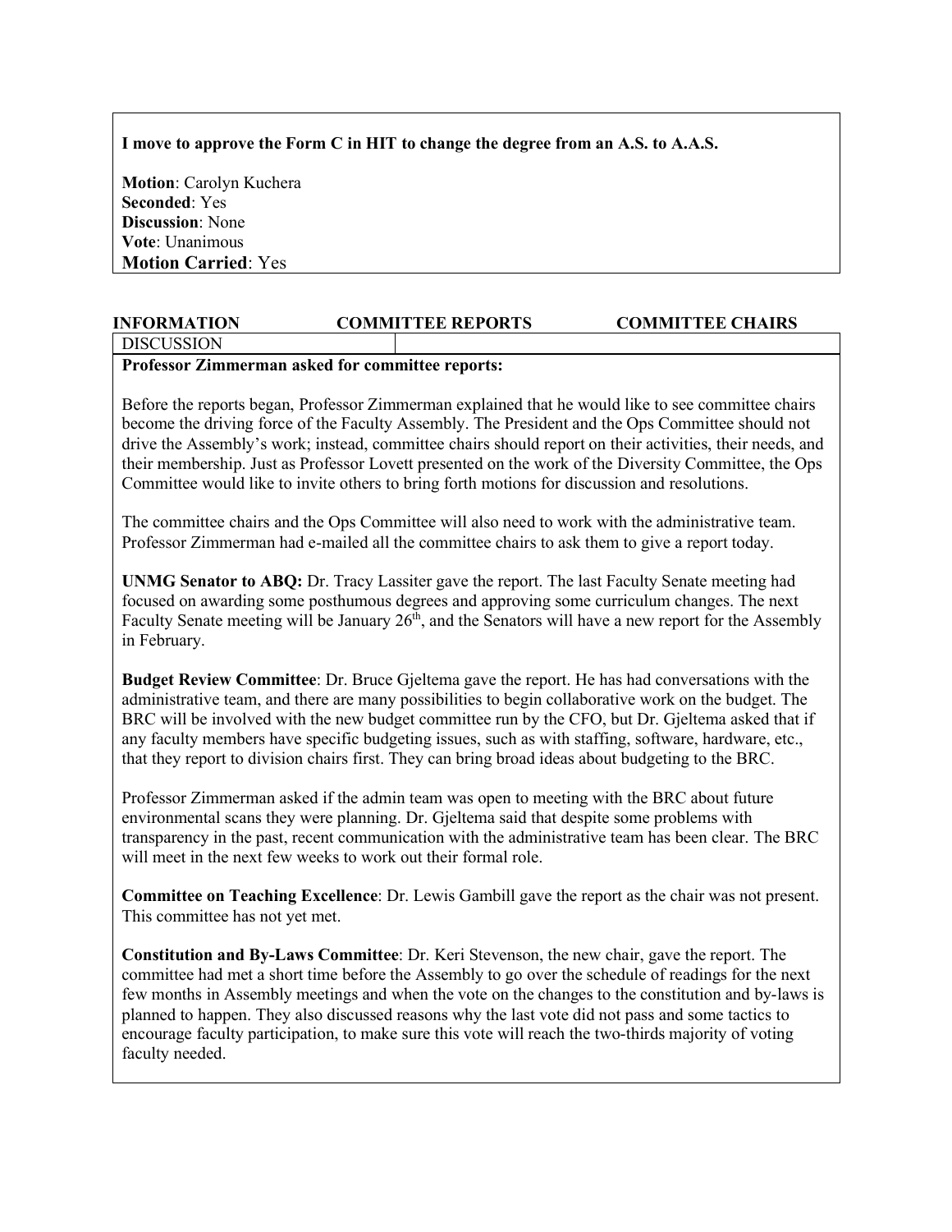**I move to approve the Form C in HIT to change the degree from an A.S. to A.A.S.**

**Motion**: Carolyn Kuchera
**Seconded**: Yes
**Discussion**: None
**Vote**: Unanimous
**Motion Carried**: Yes

| INFORMATION | COMMITTEE REPORTS | COMMITTEE CHAIRS |
|---|---|---|
| DISCUSSION | | |

**Professor Zimmerman asked for committee reports:**

Before the reports began, Professor Zimmerman explained that he would like to see committee chairs become the driving force of the Faculty Assembly. The President and the Ops Committee should not drive the Assembly's work; instead, committee chairs should report on their activities, their needs, and their membership. Just as Professor Lovett presented on the work of the Diversity Committee, the Ops Committee would like to invite others to bring forth motions for discussion and resolutions.

The committee chairs and the Ops Committee will also need to work with the administrative team. Professor Zimmerman had e-mailed all the committee chairs to ask them to give a report today.

**UNMG Senator to ABQ:** Dr. Tracy Lassiter gave the report. The last Faculty Senate meeting had focused on awarding some posthumous degrees and approving some curriculum changes. The next Faculty Senate meeting will be January 26th, and the Senators will have a new report for the Assembly in February.

**Budget Review Committee**: Dr. Bruce Gjeltema gave the report. He has had conversations with the administrative team, and there are many possibilities to begin collaborative work on the budget. The BRC will be involved with the new budget committee run by the CFO, but Dr. Gjeltema asked that if any faculty members have specific budgeting issues, such as with staffing, software, hardware, etc., that they report to division chairs first. They can bring broad ideas about budgeting to the BRC.

Professor Zimmerman asked if the admin team was open to meeting with the BRC about future environmental scans they were planning. Dr. Gjeltema said that despite some problems with transparency in the past, recent communication with the administrative team has been clear. The BRC will meet in the next few weeks to work out their formal role.

**Committee on Teaching Excellence**: Dr. Lewis Gambill gave the report as the chair was not present. This committee has not yet met.

**Constitution and By-Laws Committee**: Dr. Keri Stevenson, the new chair, gave the report. The committee had met a short time before the Assembly to go over the schedule of readings for the next few months in Assembly meetings and when the vote on the changes to the constitution and by-laws is planned to happen. They also discussed reasons why the last vote did not pass and some tactics to encourage faculty participation, to make sure this vote will reach the two-thirds majority of voting faculty needed.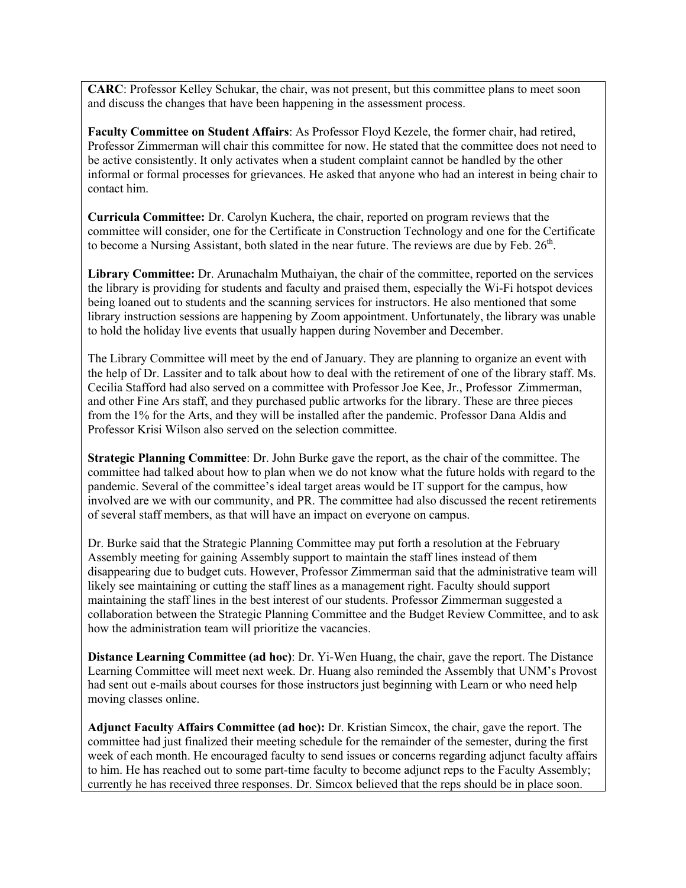**CARC**: Professor Kelley Schukar, the chair, was not present, but this committee plans to meet soon and discuss the changes that have been happening in the assessment process.

**Faculty Committee on Student Affairs**: As Professor Floyd Kezele, the former chair, had retired, Professor Zimmerman will chair this committee for now. He stated that the committee does not need to be active consistently. It only activates when a student complaint cannot be handled by the other informal or formal processes for grievances. He asked that anyone who had an interest in being chair to contact him.

**Curricula Committee:** Dr. Carolyn Kuchera, the chair, reported on program reviews that the committee will consider, one for the Certificate in Construction Technology and one for the Certificate to become a Nursing Assistant, both slated in the near future. The reviews are due by Feb. 26th.

**Library Committee:** Dr. Arunachalm Muthaiyan, the chair of the committee, reported on the services the library is providing for students and faculty and praised them, especially the Wi-Fi hotspot devices being loaned out to students and the scanning services for instructors. He also mentioned that some library instruction sessions are happening by Zoom appointment. Unfortunately, the library was unable to hold the holiday live events that usually happen during November and December.

The Library Committee will meet by the end of January. They are planning to organize an event with the help of Dr. Lassiter and to talk about how to deal with the retirement of one of the library staff. Ms. Cecilia Stafford had also served on a committee with Professor Joe Kee, Jr., Professor Zimmerman, and other Fine Ars staff, and they purchased public artworks for the library. These are three pieces from the 1% for the Arts, and they will be installed after the pandemic. Professor Dana Aldis and Professor Krisi Wilson also served on the selection committee.

**Strategic Planning Committee**: Dr. John Burke gave the report, as the chair of the committee. The committee had talked about how to plan when we do not know what the future holds with regard to the pandemic. Several of the committee's ideal target areas would be IT support for the campus, how involved are we with our community, and PR. The committee had also discussed the recent retirements of several staff members, as that will have an impact on everyone on campus.

Dr. Burke said that the Strategic Planning Committee may put forth a resolution at the February Assembly meeting for gaining Assembly support to maintain the staff lines instead of them disappearing due to budget cuts. However, Professor Zimmerman said that the administrative team will likely see maintaining or cutting the staff lines as a management right. Faculty should support maintaining the staff lines in the best interest of our students. Professor Zimmerman suggested a collaboration between the Strategic Planning Committee and the Budget Review Committee, and to ask how the administration team will prioritize the vacancies.

**Distance Learning Committee (ad hoc)**: Dr. Yi-Wen Huang, the chair, gave the report. The Distance Learning Committee will meet next week. Dr. Huang also reminded the Assembly that UNM's Provost had sent out e-mails about courses for those instructors just beginning with Learn or who need help moving classes online.

**Adjunct Faculty Affairs Committee (ad hoc):** Dr. Kristian Simcox, the chair, gave the report. The committee had just finalized their meeting schedule for the remainder of the semester, during the first week of each month. He encouraged faculty to send issues or concerns regarding adjunct faculty affairs to him. He has reached out to some part-time faculty to become adjunct reps to the Faculty Assembly; currently he has received three responses. Dr. Simcox believed that the reps should be in place soon.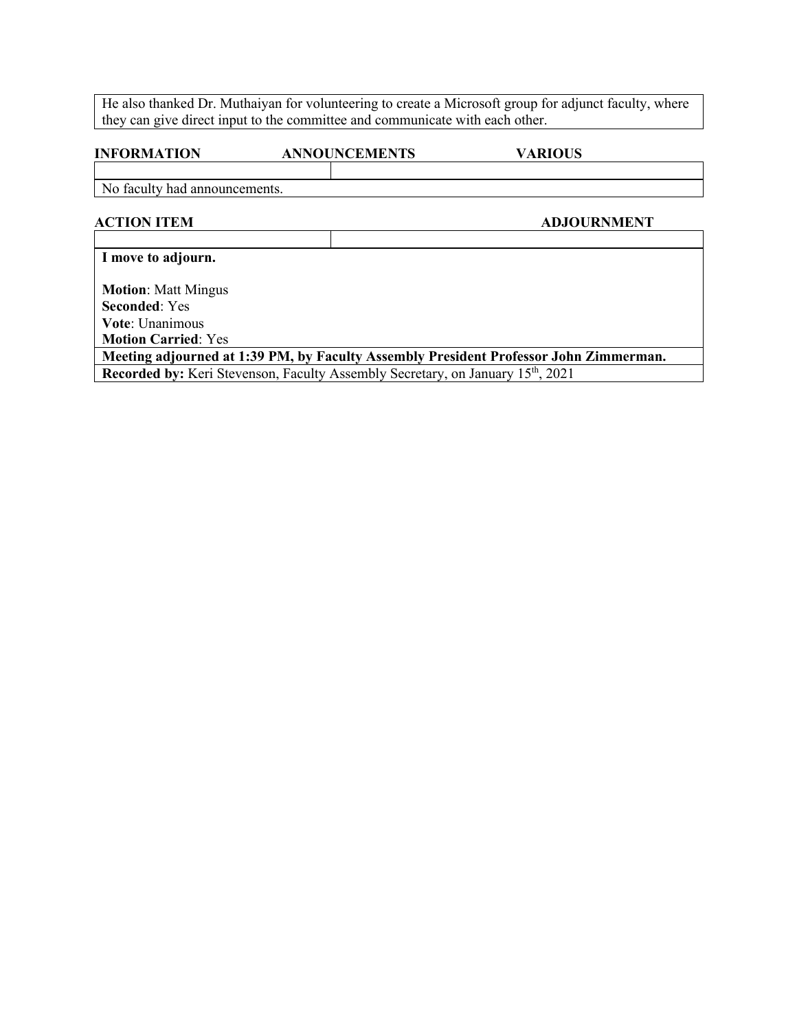He also thanked Dr. Muthaiyan for volunteering to create a Microsoft group for adjunct faculty, where they can give direct input to the committee and communicate with each other.

**INFORMATION ANNOUNCEMENTS VARIOUS**

No faculty had announcements.

**ACTION ITEM ADJOURNMENT**

**I move to adjourn.**

**Motion**: Matt Mingus
**Seconded**: Yes
**Vote**: Unanimous
**Motion Carried**: Yes

**Meeting adjourned at 1:39 PM, by Faculty Assembly President Professor John Zimmerman.**

**Recorded by:** Keri Stevenson, Faculty Assembly Secretary, on January 15th, 2021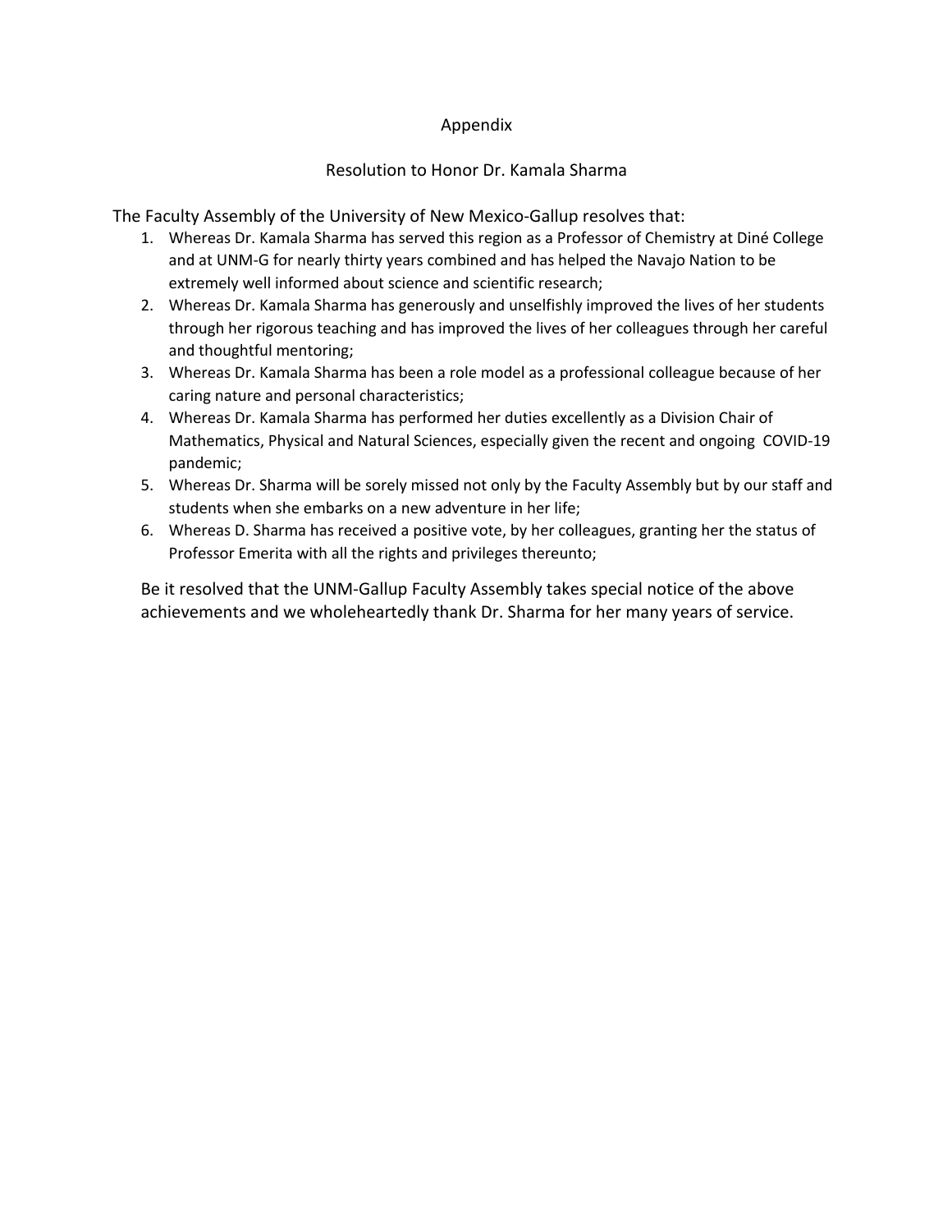## Appendix

### Resolution to Honor Dr. Kamala Sharma

The Faculty Assembly of the University of New Mexico-Gallup resolves that:

1. Whereas Dr. Kamala Sharma has served this region as a Professor of Chemistry at Diné College and at UNM-G for nearly thirty years combined and has helped the Navajo Nation to be extremely well informed about science and scientific research;
2. Whereas Dr. Kamala Sharma has generously and unselfishly improved the lives of her students through her rigorous teaching and has improved the lives of her colleagues through her careful and thoughtful mentoring;
3. Whereas Dr. Kamala Sharma has been a role model as a professional colleague because of her caring nature and personal characteristics;
4. Whereas Dr. Kamala Sharma has performed her duties excellently as a Division Chair of Mathematics, Physical and Natural Sciences, especially given the recent and ongoing COVID-19 pandemic;
5. Whereas Dr. Sharma will be sorely missed not only by the Faculty Assembly but by our staff and students when she embarks on a new adventure in her life;
6. Whereas D. Sharma has received a positive vote, by her colleagues, granting her the status of Professor Emerita with all the rights and privileges thereunto;

Be it resolved that the UNM-Gallup Faculty Assembly takes special notice of the above achievements and we wholeheartedly thank Dr. Sharma for her many years of service.